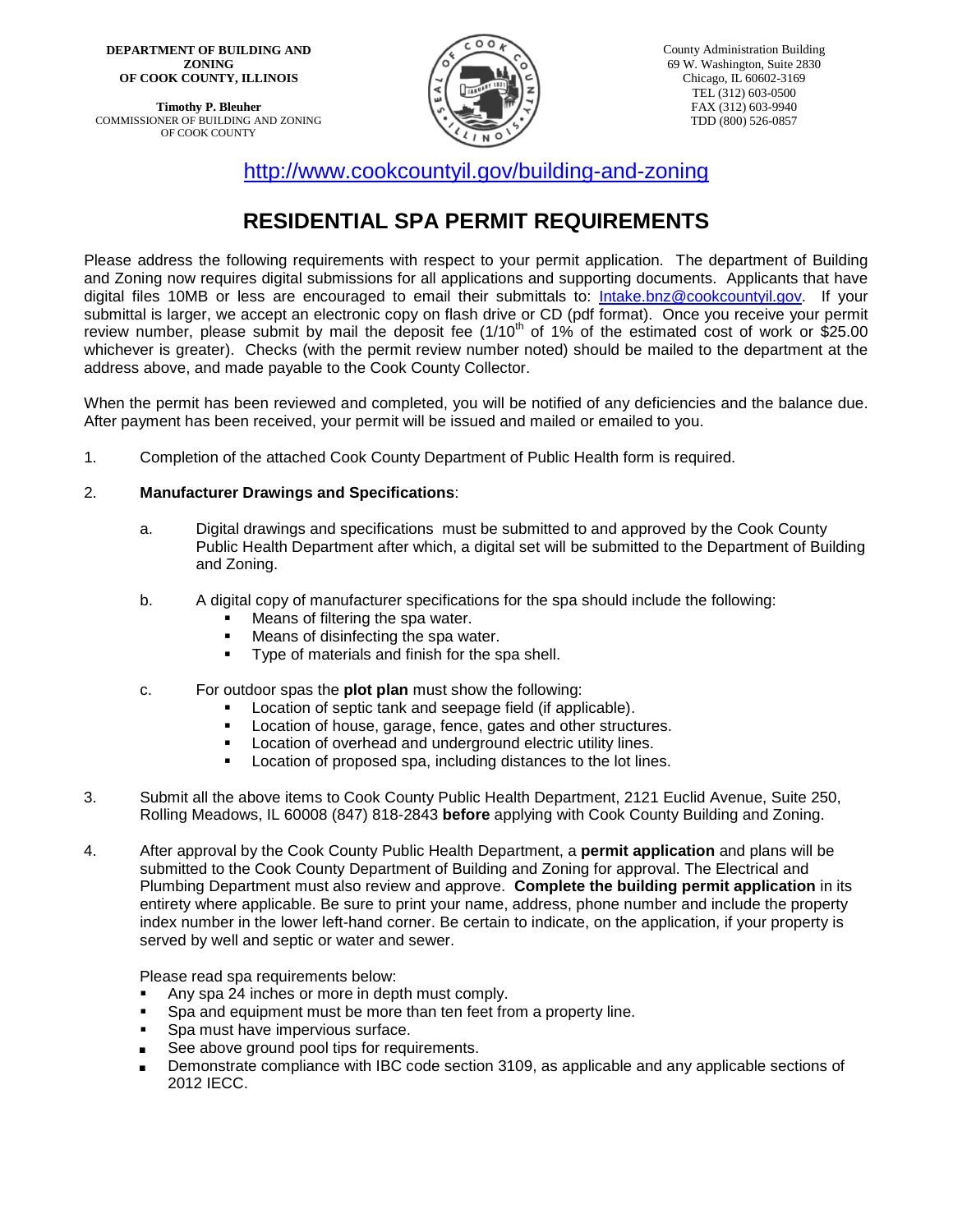**DEPARTMENT OF BUILDING AND ZONING OF COOK COUNTY, ILLINOIS**

**Timothy P. Bleuher**
COMMISSIONER OF BUILDING AND ZONING OF COOK COUNTY

County Administration Building
69 W. Washington, Suite 2830
Chicago, IL 60602-3169
TEL (312) 603-0500
FAX (312) 603-9940
TDD (800) 526-0857

http://www.cookcountyil.gov/building-and-zoning

# RESIDENTIAL SPA PERMIT REQUIREMENTS

Please address the following requirements with respect to your permit application. The department of Building and Zoning now requires digital submissions for all applications and supporting documents. Applicants that have digital files 10MB or less are encouraged to email their submittals to: Intake.bnz@cookcountyil.gov. If your submittal is larger, we accept an electronic copy on flash drive or CD (pdf format). Once you receive your permit review number, please submit by mail the deposit fee (1/10th of 1% of the estimated cost of work or $25.00 whichever is greater). Checks (with the permit review number noted) should be mailed to the department at the address above, and made payable to the Cook County Collector.

When the permit has been reviewed and completed, you will be notified of any deficiencies and the balance due. After payment has been received, your permit will be issued and mailed or emailed to you.

1. Completion of the attached Cook County Department of Public Health form is required.

2. **Manufacturer Drawings and Specifications**:

   a. Digital drawings and specifications must be submitted to and approved by the Cook County Public Health Department after which, a digital set will be submitted to the Department of Building and Zoning.

   b. A digital copy of manufacturer specifications for the spa should include the following:
      - Means of filtering the spa water.
      - Means of disinfecting the spa water.
      - Type of materials and finish for the spa shell.

   c. For outdoor spas the **plot plan** must show the following:
      - Location of septic tank and seepage field (if applicable).
      - Location of house, garage, fence, gates and other structures.
      - Location of overhead and underground electric utility lines.
      - Location of proposed spa, including distances to the lot lines.

3. Submit all the above items to Cook County Public Health Department, 2121 Euclid Avenue, Suite 250, Rolling Meadows, IL 60008 (847) 818-2843 **before** applying with Cook County Building and Zoning.

4. After approval by the Cook County Public Health Department, a **permit application** and plans will be submitted to the Cook County Department of Building and Zoning for approval. The Electrical and Plumbing Department must also review and approve. **Complete the building permit application** in its entirety where applicable. Be sure to print your name, address, phone number and include the property index number in the lower left-hand corner. Be certain to indicate, on the application, if your property is served by well and septic or water and sewer.

   Please read spa requirements below:
   - Any spa 24 inches or more in depth must comply.
   - Spa and equipment must be more than ten feet from a property line.
   - Spa must have impervious surface.
   - See above ground pool tips for requirements.
   - Demonstrate compliance with IBC code section 3109, as applicable and any applicable sections of 2012 IECC.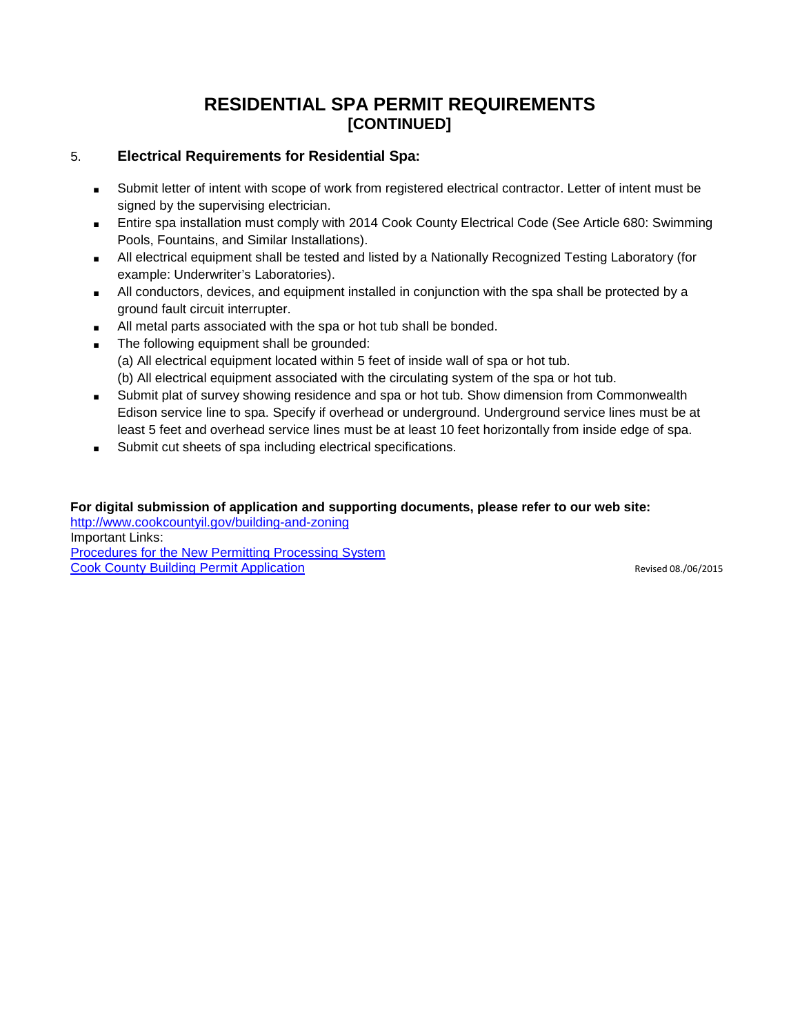# RESIDENTIAL SPA PERMIT REQUIREMENTS
## [CONTINUED]

5. **Electrical Requirements for Residential Spa:**

- Submit letter of intent with scope of work from registered electrical contractor. Letter of intent must be signed by the supervising electrician.
- Entire spa installation must comply with 2014 Cook County Electrical Code (See Article 680: Swimming Pools, Fountains, and Similar Installations).
- All electrical equipment shall be tested and listed by a Nationally Recognized Testing Laboratory (for example: Underwriter's Laboratories).
- All conductors, devices, and equipment installed in conjunction with the spa shall be protected by a ground fault circuit interrupter.
- All metal parts associated with the spa or hot tub shall be bonded.
- The following equipment shall be grounded:
  (a) All electrical equipment located within 5 feet of inside wall of spa or hot tub.
  (b) All electrical equipment associated with the circulating system of the spa or hot tub.
- Submit plat of survey showing residence and spa or hot tub. Show dimension from Commonwealth Edison service line to spa. Specify if overhead or underground. Underground service lines must be at least 5 feet and overhead service lines must be at least 10 feet horizontally from inside edge of spa.
- Submit cut sheets of spa including electrical specifications.

**For digital submission of application and supporting documents, please refer to our web site:**
[http://www.cookcountyil.gov/building-and-zoning](http://www.cookcountyil.gov/building-and-zoning)
Important Links:
Procedures for the New Permitting Processing System
Cook County Building Permit Application

Revised 08./06/2015